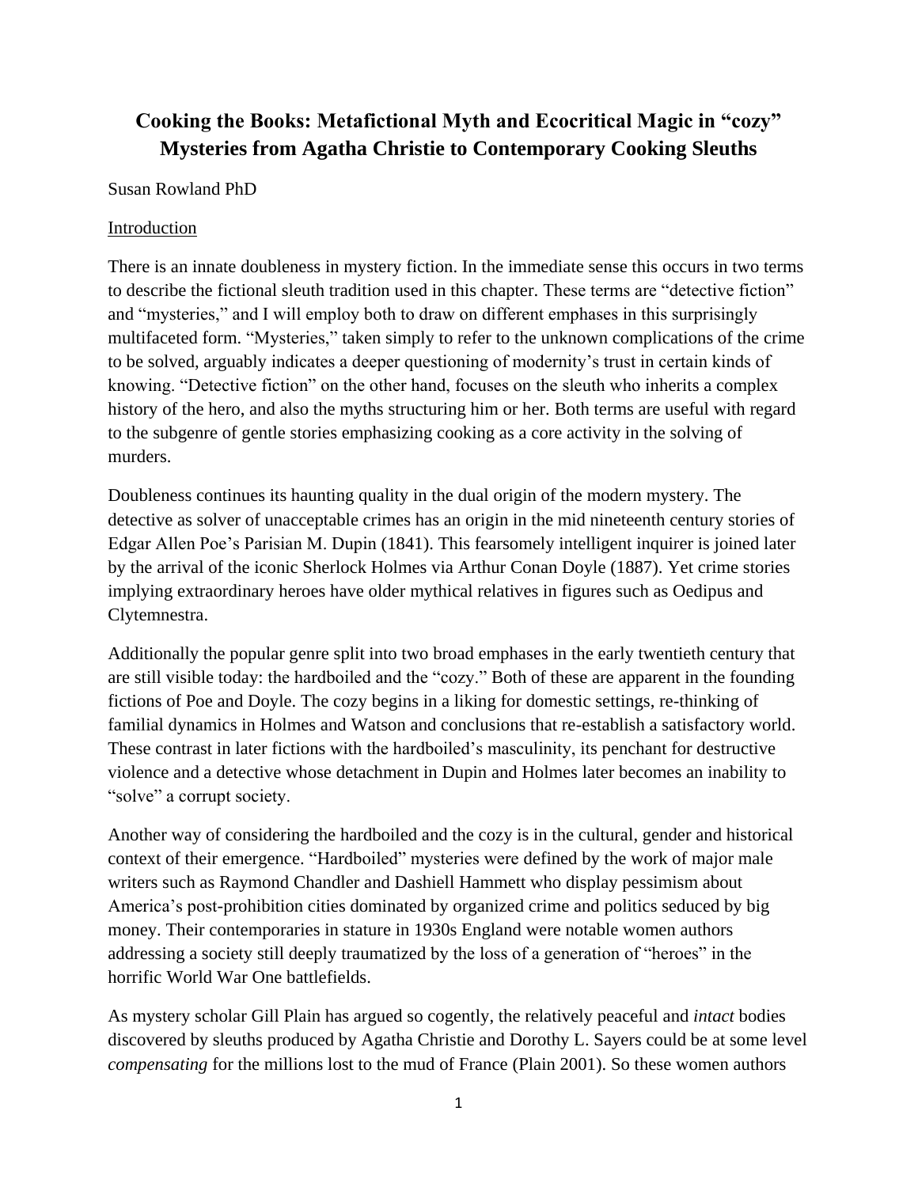# Cooking the Books: Metafictional Myth and Ecocritical Magic in "cozy" Mysteries from Agatha Christie to Contemporary Cooking Sleuths

Susan Rowland PhD

## Introduction

There is an innate doubleness in mystery fiction. In the immediate sense this occurs in two terms to describe the fictional sleuth tradition used in this chapter. These terms are "detective fiction" and "mysteries," and I will employ both to draw on different emphases in this surprisingly multifaceted form. "Mysteries," taken simply to refer to the unknown complications of the crime to be solved, arguably indicates a deeper questioning of modernity's trust in certain kinds of knowing. "Detective fiction" on the other hand, focuses on the sleuth who inherits a complex history of the hero, and also the myths structuring him or her. Both terms are useful with regard to the subgenre of gentle stories emphasizing cooking as a core activity in the solving of murders.

Doubleness continues its haunting quality in the dual origin of the modern mystery. The detective as solver of unacceptable crimes has an origin in the mid nineteenth century stories of Edgar Allen Poe's Parisian M. Dupin (1841). This fearsomely intelligent inquirer is joined later by the arrival of the iconic Sherlock Holmes via Arthur Conan Doyle (1887). Yet crime stories implying extraordinary heroes have older mythical relatives in figures such as Oedipus and Clytemnestra.

Additionally the popular genre split into two broad emphases in the early twentieth century that are still visible today: the hardboiled and the "cozy." Both of these are apparent in the founding fictions of Poe and Doyle. The cozy begins in a liking for domestic settings, re-thinking of familial dynamics in Holmes and Watson and conclusions that re-establish a satisfactory world. These contrast in later fictions with the hardboiled's masculinity, its penchant for destructive violence and a detective whose detachment in Dupin and Holmes later becomes an inability to "solve" a corrupt society.

Another way of considering the hardboiled and the cozy is in the cultural, gender and historical context of their emergence. "Hardboiled" mysteries were defined by the work of major male writers such as Raymond Chandler and Dashiell Hammett who display pessimism about America's post-prohibition cities dominated by organized crime and politics seduced by big money. Their contemporaries in stature in 1930s England were notable women authors addressing a society still deeply traumatized by the loss of a generation of "heroes" in the horrific World War One battlefields.

As mystery scholar Gill Plain has argued so cogently, the relatively peaceful and *intact* bodies discovered by sleuths produced by Agatha Christie and Dorothy L. Sayers could be at some level *compensating* for the millions lost to the mud of France (Plain 2001). So these women authors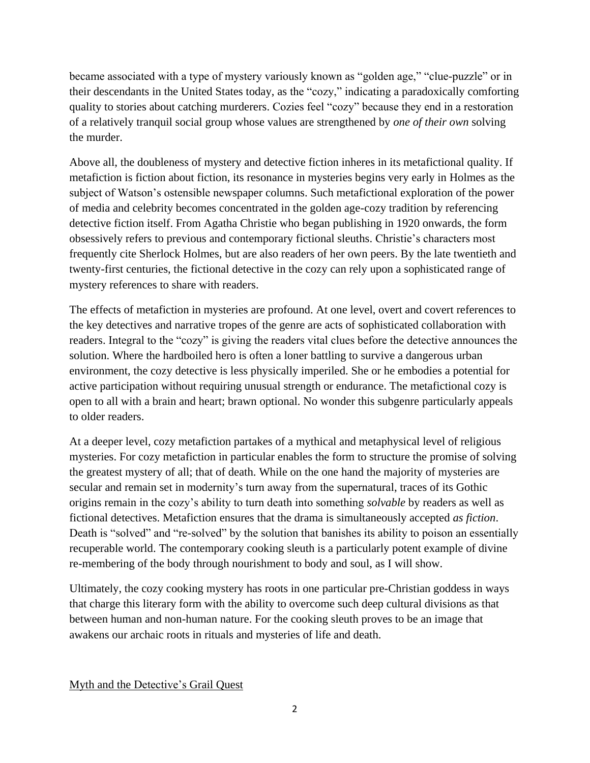became associated with a type of mystery variously known as "golden age," "clue-puzzle" or in their descendants in the United States today, as the "cozy," indicating a paradoxically comforting quality to stories about catching murderers. Cozies feel "cozy" because they end in a restoration of a relatively tranquil social group whose values are strengthened by *one of their own* solving the murder.

Above all, the doubleness of mystery and detective fiction inheres in its metafictional quality. If metafiction is fiction about fiction, its resonance in mysteries begins very early in Holmes as the subject of Watson's ostensible newspaper columns. Such metafictional exploration of the power of media and celebrity becomes concentrated in the golden age-cozy tradition by referencing detective fiction itself. From Agatha Christie who began publishing in 1920 onwards, the form obsessively refers to previous and contemporary fictional sleuths. Christie's characters most frequently cite Sherlock Holmes, but are also readers of her own peers. By the late twentieth and twenty-first centuries, the fictional detective in the cozy can rely upon a sophisticated range of mystery references to share with readers.

The effects of metafiction in mysteries are profound. At one level, overt and covert references to the key detectives and narrative tropes of the genre are acts of sophisticated collaboration with readers. Integral to the "cozy" is giving the readers vital clues before the detective announces the solution. Where the hardboiled hero is often a loner battling to survive a dangerous urban environment, the cozy detective is less physically imperiled. She or he embodies a potential for active participation without requiring unusual strength or endurance. The metafictional cozy is open to all with a brain and heart; brawn optional. No wonder this subgenre particularly appeals to older readers.

At a deeper level, cozy metafiction partakes of a mythical and metaphysical level of religious mysteries. For cozy metafiction in particular enables the form to structure the promise of solving the greatest mystery of all; that of death. While on the one hand the majority of mysteries are secular and remain set in modernity's turn away from the supernatural, traces of its Gothic origins remain in the cozy's ability to turn death into something *solvable* by readers as well as fictional detectives. Metafiction ensures that the drama is simultaneously accepted *as fiction*. Death is "solved" and "re-solved" by the solution that banishes its ability to poison an essentially recuperable world. The contemporary cooking sleuth is a particularly potent example of divine re-membering of the body through nourishment to body and soul, as I will show.

Ultimately, the cozy cooking mystery has roots in one particular pre-Christian goddess in ways that charge this literary form with the ability to overcome such deep cultural divisions as that between human and non-human nature. For the cooking sleuth proves to be an image that awakens our archaic roots in rituals and mysteries of life and death.

## Myth and the Detective's Grail Quest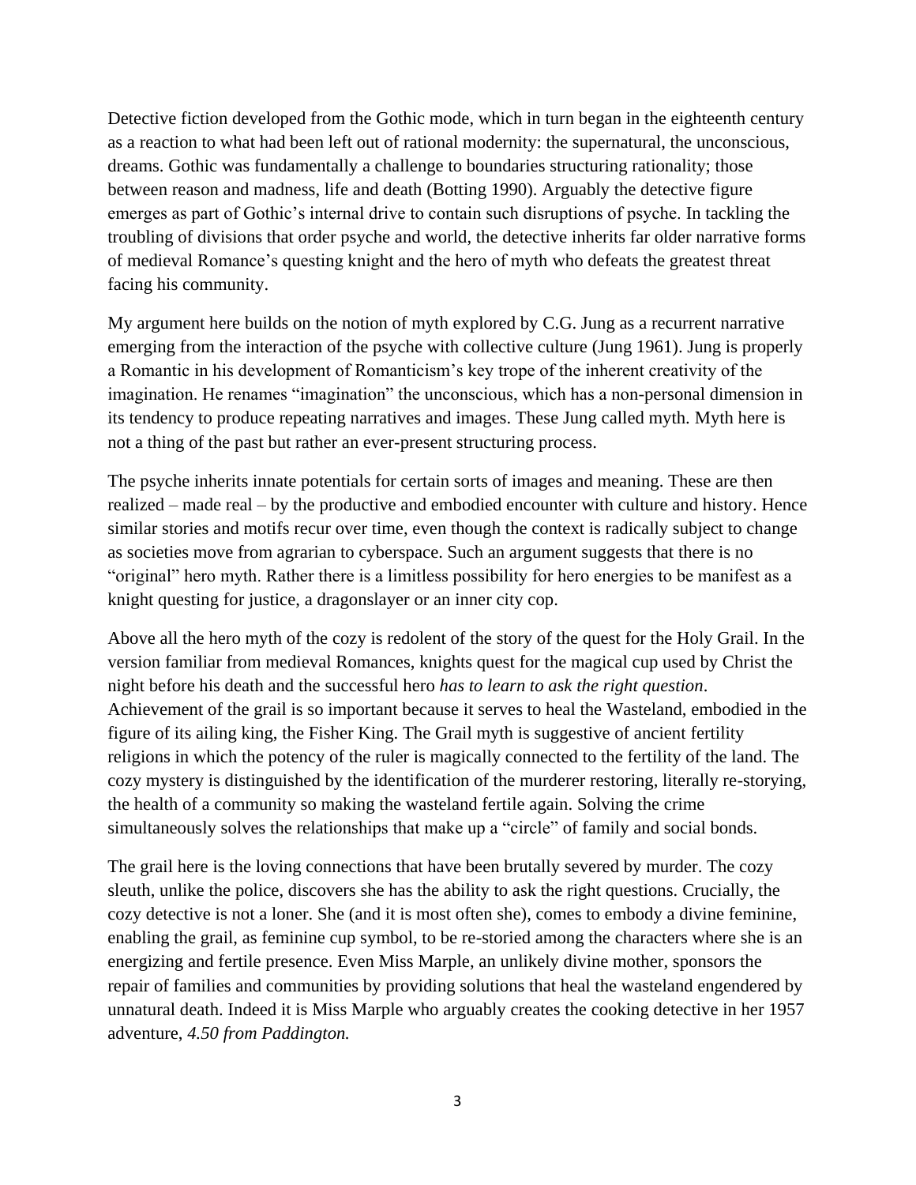Detective fiction developed from the Gothic mode, which in turn began in the eighteenth century as a reaction to what had been left out of rational modernity: the supernatural, the unconscious, dreams. Gothic was fundamentally a challenge to boundaries structuring rationality; those between reason and madness, life and death (Botting 1990). Arguably the detective figure emerges as part of Gothic's internal drive to contain such disruptions of psyche. In tackling the troubling of divisions that order psyche and world, the detective inherits far older narrative forms of medieval Romance's questing knight and the hero of myth who defeats the greatest threat facing his community.

My argument here builds on the notion of myth explored by C.G. Jung as a recurrent narrative emerging from the interaction of the psyche with collective culture (Jung 1961). Jung is properly a Romantic in his development of Romanticism's key trope of the inherent creativity of the imagination. He renames "imagination" the unconscious, which has a non-personal dimension in its tendency to produce repeating narratives and images. These Jung called myth. Myth here is not a thing of the past but rather an ever-present structuring process.

The psyche inherits innate potentials for certain sorts of images and meaning. These are then realized – made real – by the productive and embodied encounter with culture and history. Hence similar stories and motifs recur over time, even though the context is radically subject to change as societies move from agrarian to cyberspace. Such an argument suggests that there is no "original" hero myth. Rather there is a limitless possibility for hero energies to be manifest as a knight questing for justice, a dragonslayer or an inner city cop.

Above all the hero myth of the cozy is redolent of the story of the quest for the Holy Grail. In the version familiar from medieval Romances, knights quest for the magical cup used by Christ the night before his death and the successful hero *has to learn to ask the right question*. Achievement of the grail is so important because it serves to heal the Wasteland, embodied in the figure of its ailing king, the Fisher King. The Grail myth is suggestive of ancient fertility religions in which the potency of the ruler is magically connected to the fertility of the land. The cozy mystery is distinguished by the identification of the murderer restoring, literally re-storying, the health of a community so making the wasteland fertile again. Solving the crime simultaneously solves the relationships that make up a "circle" of family and social bonds.

The grail here is the loving connections that have been brutally severed by murder. The cozy sleuth, unlike the police, discovers she has the ability to ask the right questions. Crucially, the cozy detective is not a loner. She (and it is most often she), comes to embody a divine feminine, enabling the grail, as feminine cup symbol, to be re-storied among the characters where she is an energizing and fertile presence. Even Miss Marple, an unlikely divine mother, sponsors the repair of families and communities by providing solutions that heal the wasteland engendered by unnatural death. Indeed it is Miss Marple who arguably creates the cooking detective in her 1957 adventure, *4.50 from Paddington.*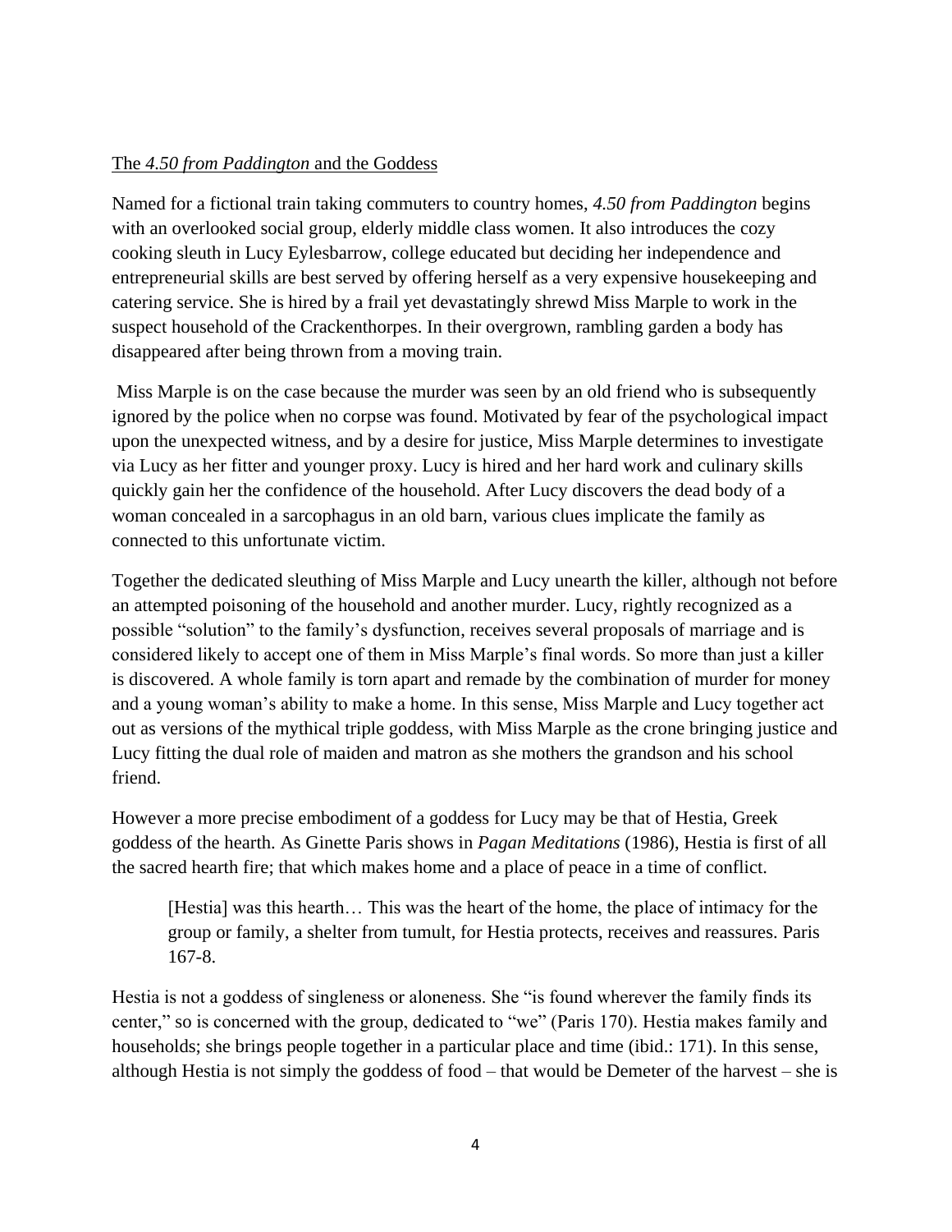The *4.50 from Paddington* and the Goddess

Named for a fictional train taking commuters to country homes, *4.50 from Paddington* begins with an overlooked social group, elderly middle class women. It also introduces the cozy cooking sleuth in Lucy Eylesbarrow, college educated but deciding her independence and entrepreneurial skills are best served by offering herself as a very expensive housekeeping and catering service. She is hired by a frail yet devastatingly shrewd Miss Marple to work in the suspect household of the Crackenthorpes. In their overgrown, rambling garden a body has disappeared after being thrown from a moving train.

Miss Marple is on the case because the murder was seen by an old friend who is subsequently ignored by the police when no corpse was found. Motivated by fear of the psychological impact upon the unexpected witness, and by a desire for justice, Miss Marple determines to investigate via Lucy as her fitter and younger proxy. Lucy is hired and her hard work and culinary skills quickly gain her the confidence of the household. After Lucy discovers the dead body of a woman concealed in a sarcophagus in an old barn, various clues implicate the family as connected to this unfortunate victim.

Together the dedicated sleuthing of Miss Marple and Lucy unearth the killer, although not before an attempted poisoning of the household and another murder. Lucy, rightly recognized as a possible "solution" to the family's dysfunction, receives several proposals of marriage and is considered likely to accept one of them in Miss Marple's final words. So more than just a killer is discovered. A whole family is torn apart and remade by the combination of murder for money and a young woman's ability to make a home. In this sense, Miss Marple and Lucy together act out as versions of the mythical triple goddess, with Miss Marple as the crone bringing justice and Lucy fitting the dual role of maiden and matron as she mothers the grandson and his school friend.

However a more precise embodiment of a goddess for Lucy may be that of Hestia, Greek goddess of the hearth. As Ginette Paris shows in *Pagan Meditations* (1986), Hestia is first of all the sacred hearth fire; that which makes home and a place of peace in a time of conflict.

> [Hestia] was this hearth… This was the heart of the home, the place of intimacy for the group or family, a shelter from tumult, for Hestia protects, receives and reassures. Paris 167-8.

Hestia is not a goddess of singleness or aloneness. She "is found wherever the family finds its center," so is concerned with the group, dedicated to "we" (Paris 170). Hestia makes family and households; she brings people together in a particular place and time (ibid.: 171). In this sense, although Hestia is not simply the goddess of food – that would be Demeter of the harvest – she is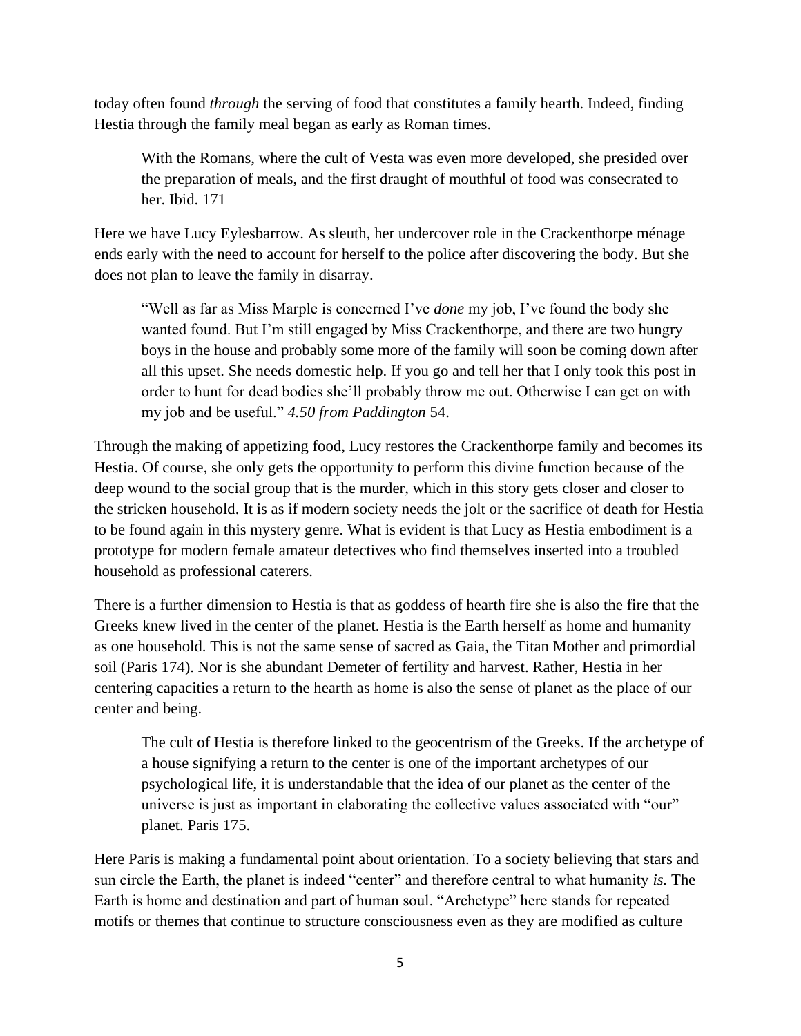today often found *through* the serving of food that constitutes a family hearth. Indeed, finding Hestia through the family meal began as early as Roman times.

> With the Romans, where the cult of Vesta was even more developed, she presided over the preparation of meals, and the first draught of mouthful of food was consecrated to her. Ibid. 171

Here we have Lucy Eylesbarrow. As sleuth, her undercover role in the Crackenthorpe ménage ends early with the need to account for herself to the police after discovering the body. But she does not plan to leave the family in disarray.

> "Well as far as Miss Marple is concerned I've *done* my job, I've found the body she wanted found. But I'm still engaged by Miss Crackenthorpe, and there are two hungry boys in the house and probably some more of the family will soon be coming down after all this upset. She needs domestic help. If you go and tell her that I only took this post in order to hunt for dead bodies she'll probably throw me out. Otherwise I can get on with my job and be useful." *4.50 from Paddington* 54.

Through the making of appetizing food, Lucy restores the Crackenthorpe family and becomes its Hestia. Of course, she only gets the opportunity to perform this divine function because of the deep wound to the social group that is the murder, which in this story gets closer and closer to the stricken household. It is as if modern society needs the jolt or the sacrifice of death for Hestia to be found again in this mystery genre. What is evident is that Lucy as Hestia embodiment is a prototype for modern female amateur detectives who find themselves inserted into a troubled household as professional caterers.

There is a further dimension to Hestia is that as goddess of hearth fire she is also the fire that the Greeks knew lived in the center of the planet. Hestia is the Earth herself as home and humanity as one household. This is not the same sense of sacred as Gaia, the Titan Mother and primordial soil (Paris 174). Nor is she abundant Demeter of fertility and harvest. Rather, Hestia in her centering capacities a return to the hearth as home is also the sense of planet as the place of our center and being.

> The cult of Hestia is therefore linked to the geocentrism of the Greeks. If the archetype of a house signifying a return to the center is one of the important archetypes of our psychological life, it is understandable that the idea of our planet as the center of the universe is just as important in elaborating the collective values associated with "our" planet. Paris 175.

Here Paris is making a fundamental point about orientation. To a society believing that stars and sun circle the Earth, the planet is indeed "center" and therefore central to what humanity *is.* The Earth is home and destination and part of human soul. "Archetype" here stands for repeated motifs or themes that continue to structure consciousness even as they are modified as culture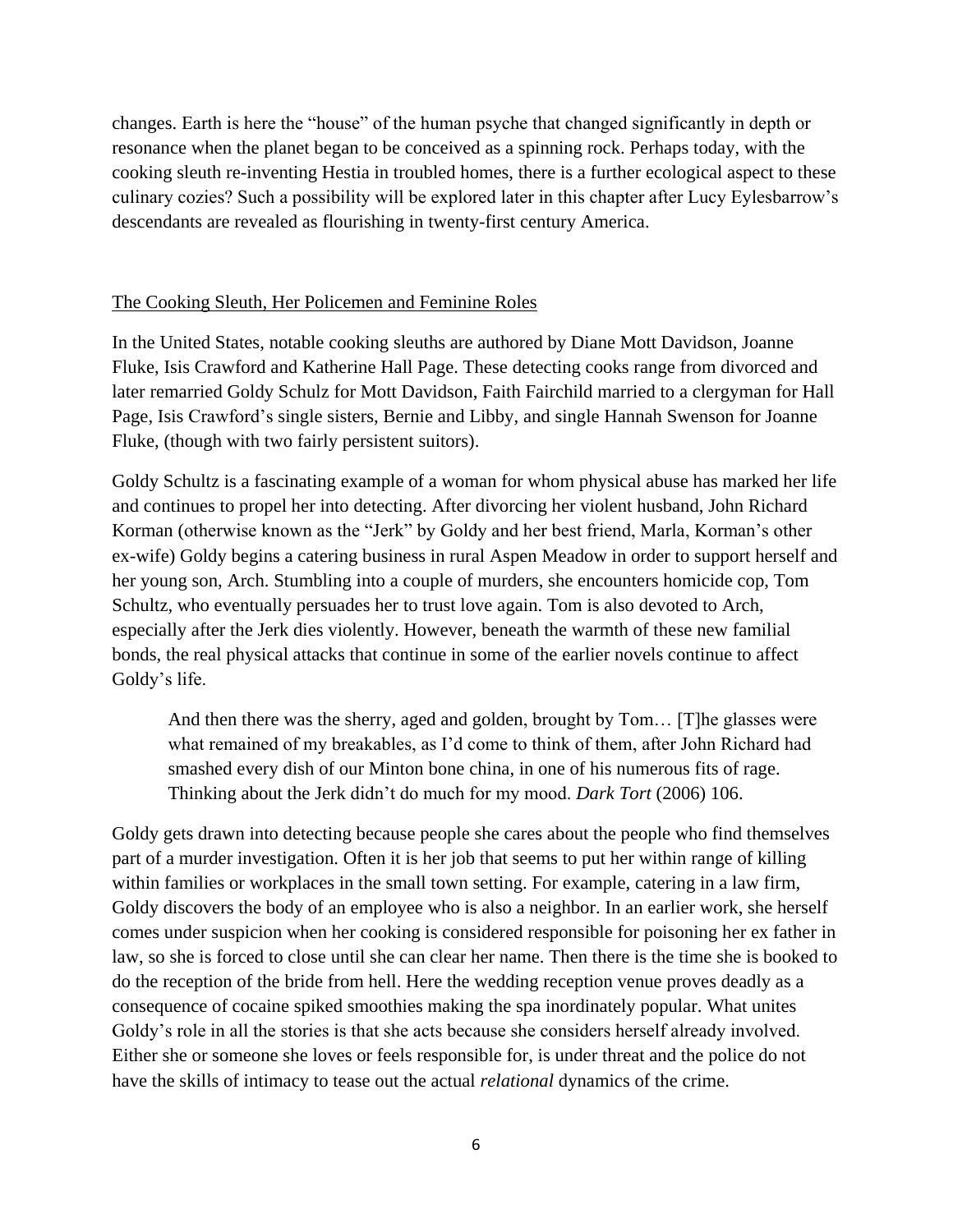changes. Earth is here the "house" of the human psyche that changed significantly in depth or resonance when the planet began to be conceived as a spinning rock. Perhaps today, with the cooking sleuth re-inventing Hestia in troubled homes, there is a further ecological aspect to these culinary cozies? Such a possibility will be explored later in this chapter after Lucy Eylesbarrow's descendants are revealed as flourishing in twenty-first century America.

## The Cooking Sleuth, Her Policemen and Feminine Roles

In the United States, notable cooking sleuths are authored by Diane Mott Davidson, Joanne Fluke, Isis Crawford and Katherine Hall Page. These detecting cooks range from divorced and later remarried Goldy Schulz for Mott Davidson, Faith Fairchild married to a clergyman for Hall Page, Isis Crawford's single sisters, Bernie and Libby, and single Hannah Swenson for Joanne Fluke, (though with two fairly persistent suitors).

Goldy Schultz is a fascinating example of a woman for whom physical abuse has marked her life and continues to propel her into detecting. After divorcing her violent husband, John Richard Korman (otherwise known as the "Jerk" by Goldy and her best friend, Marla, Korman's other ex-wife) Goldy begins a catering business in rural Aspen Meadow in order to support herself and her young son, Arch. Stumbling into a couple of murders, she encounters homicide cop, Tom Schultz, who eventually persuades her to trust love again. Tom is also devoted to Arch, especially after the Jerk dies violently. However, beneath the warmth of these new familial bonds, the real physical attacks that continue in some of the earlier novels continue to affect Goldy's life.

> And then there was the sherry, aged and golden, brought by Tom… [T]he glasses were what remained of my breakables, as I'd come to think of them, after John Richard had smashed every dish of our Minton bone china, in one of his numerous fits of rage. Thinking about the Jerk didn't do much for my mood. *Dark Tort* (2006) 106.

Goldy gets drawn into detecting because people she cares about the people who find themselves part of a murder investigation. Often it is her job that seems to put her within range of killing within families or workplaces in the small town setting. For example, catering in a law firm, Goldy discovers the body of an employee who is also a neighbor. In an earlier work, she herself comes under suspicion when her cooking is considered responsible for poisoning her ex father in law, so she is forced to close until she can clear her name. Then there is the time she is booked to do the reception of the bride from hell. Here the wedding reception venue proves deadly as a consequence of cocaine spiked smoothies making the spa inordinately popular. What unites Goldy's role in all the stories is that she acts because she considers herself already involved. Either she or someone she loves or feels responsible for, is under threat and the police do not have the skills of intimacy to tease out the actual *relational* dynamics of the crime.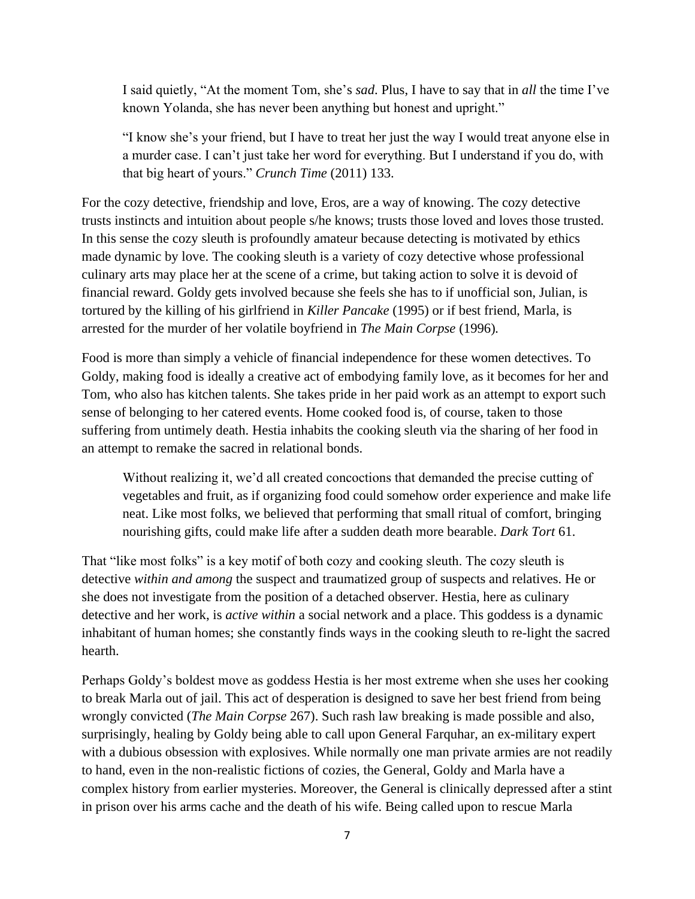> I said quietly, "At the moment Tom, she's *sad*. Plus, I have to say that in *all* the time I've known Yolanda, she has never been anything but honest and upright."
>
> "I know she's your friend, but I have to treat her just the way I would treat anyone else in a murder case. I can't just take her word for everything. But I understand if you do, with that big heart of yours." *Crunch Time* (2011) 133.

For the cozy detective, friendship and love, Eros, are a way of knowing. The cozy detective trusts instincts and intuition about people s/he knows; trusts those loved and loves those trusted. In this sense the cozy sleuth is profoundly amateur because detecting is motivated by ethics made dynamic by love. The cooking sleuth is a variety of cozy detective whose professional culinary arts may place her at the scene of a crime, but taking action to solve it is devoid of financial reward. Goldy gets involved because she feels she has to if unofficial son, Julian, is tortured by the killing of his girlfriend in *Killer Pancake* (1995) or if best friend, Marla, is arrested for the murder of her volatile boyfriend in *The Main Corpse* (1996).

Food is more than simply a vehicle of financial independence for these women detectives. To Goldy, making food is ideally a creative act of embodying family love, as it becomes for her and Tom, who also has kitchen talents. She takes pride in her paid work as an attempt to export such sense of belonging to her catered events. Home cooked food is, of course, taken to those suffering from untimely death. Hestia inhabits the cooking sleuth via the sharing of her food in an attempt to remake the sacred in relational bonds.

> Without realizing it, we'd all created concoctions that demanded the precise cutting of vegetables and fruit, as if organizing food could somehow order experience and make life neat. Like most folks, we believed that performing that small ritual of comfort, bringing nourishing gifts, could make life after a sudden death more bearable. *Dark Tort* 61.

That "like most folks" is a key motif of both cozy and cooking sleuth. The cozy sleuth is detective *within and among* the suspect and traumatized group of suspects and relatives. He or she does not investigate from the position of a detached observer. Hestia, here as culinary detective and her work, is *active within* a social network and a place. This goddess is a dynamic inhabitant of human homes; she constantly finds ways in the cooking sleuth to re-light the sacred hearth.

Perhaps Goldy's boldest move as goddess Hestia is her most extreme when she uses her cooking to break Marla out of jail. This act of desperation is designed to save her best friend from being wrongly convicted (*The Main Corpse* 267). Such rash law breaking is made possible and also, surprisingly, healing by Goldy being able to call upon General Farquhar, an ex-military expert with a dubious obsession with explosives. While normally one man private armies are not readily to hand, even in the non-realistic fictions of cozies, the General, Goldy and Marla have a complex history from earlier mysteries. Moreover, the General is clinically depressed after a stint in prison over his arms cache and the death of his wife. Being called upon to rescue Marla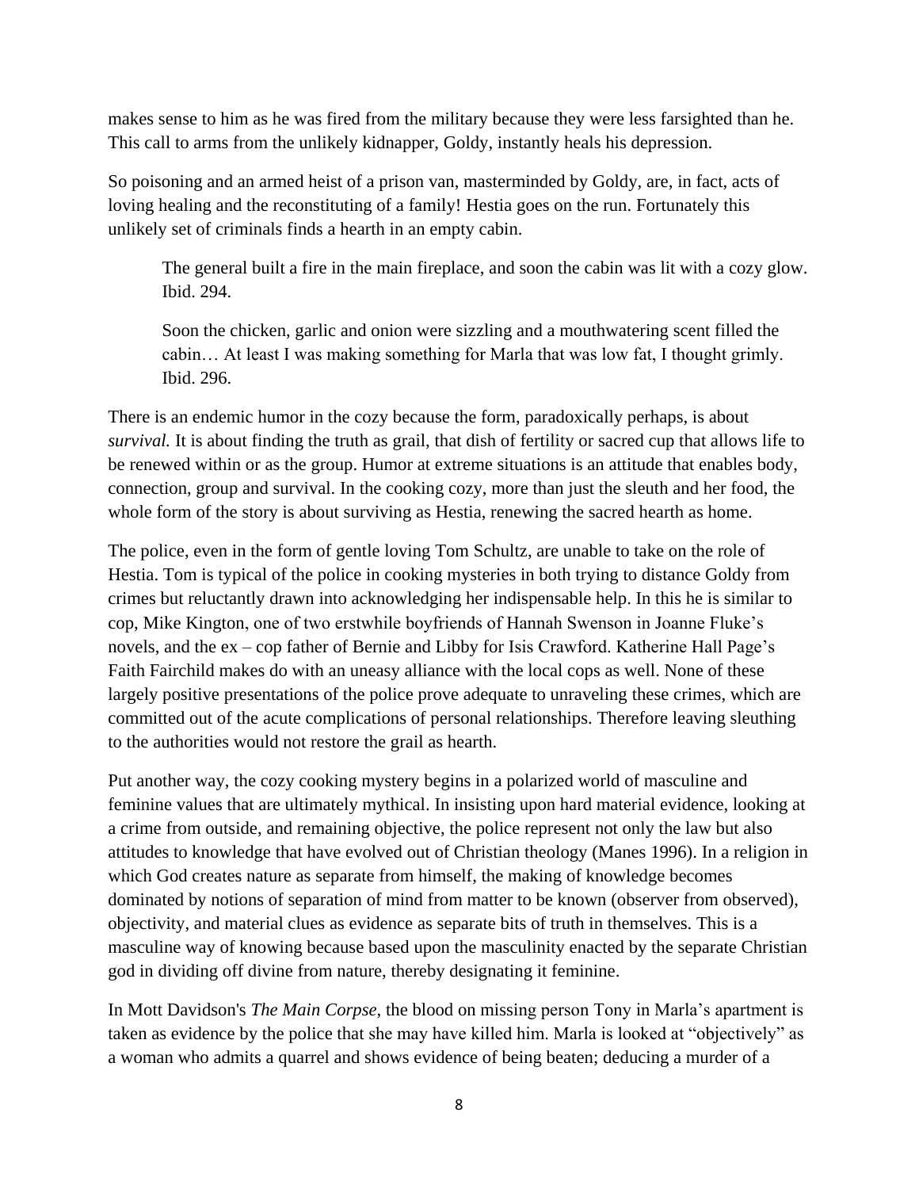makes sense to him as he was fired from the military because they were less farsighted than he. This call to arms from the unlikely kidnapper, Goldy, instantly heals his depression.

So poisoning and an armed heist of a prison van, masterminded by Goldy, are, in fact, acts of loving healing and the reconstituting of a family! Hestia goes on the run. Fortunately this unlikely set of criminals finds a hearth in an empty cabin.

> The general built a fire in the main fireplace, and soon the cabin was lit with a cozy glow. Ibid. 294.
>
> Soon the chicken, garlic and onion were sizzling and a mouthwatering scent filled the cabin… At least I was making something for Marla that was low fat, I thought grimly. Ibid. 296.

There is an endemic humor in the cozy because the form, paradoxically perhaps, is about *survival.* It is about finding the truth as grail, that dish of fertility or sacred cup that allows life to be renewed within or as the group. Humor at extreme situations is an attitude that enables body, connection, group and survival. In the cooking cozy, more than just the sleuth and her food, the whole form of the story is about surviving as Hestia, renewing the sacred hearth as home.

The police, even in the form of gentle loving Tom Schultz, are unable to take on the role of Hestia. Tom is typical of the police in cooking mysteries in both trying to distance Goldy from crimes but reluctantly drawn into acknowledging her indispensable help. In this he is similar to cop, Mike Kington, one of two erstwhile boyfriends of Hannah Swenson in Joanne Fluke's novels, and the ex – cop father of Bernie and Libby for Isis Crawford. Katherine Hall Page's Faith Fairchild makes do with an uneasy alliance with the local cops as well. None of these largely positive presentations of the police prove adequate to unraveling these crimes, which are committed out of the acute complications of personal relationships. Therefore leaving sleuthing to the authorities would not restore the grail as hearth.

Put another way, the cozy cooking mystery begins in a polarized world of masculine and feminine values that are ultimately mythical. In insisting upon hard material evidence, looking at a crime from outside, and remaining objective, the police represent not only the law but also attitudes to knowledge that have evolved out of Christian theology (Manes 1996). In a religion in which God creates nature as separate from himself, the making of knowledge becomes dominated by notions of separation of mind from matter to be known (observer from observed), objectivity, and material clues as evidence as separate bits of truth in themselves. This is a masculine way of knowing because based upon the masculinity enacted by the separate Christian god in dividing off divine from nature, thereby designating it feminine.

In Mott Davidson's *The Main Corpse*, the blood on missing person Tony in Marla's apartment is taken as evidence by the police that she may have killed him. Marla is looked at "objectively" as a woman who admits a quarrel and shows evidence of being beaten; deducing a murder of a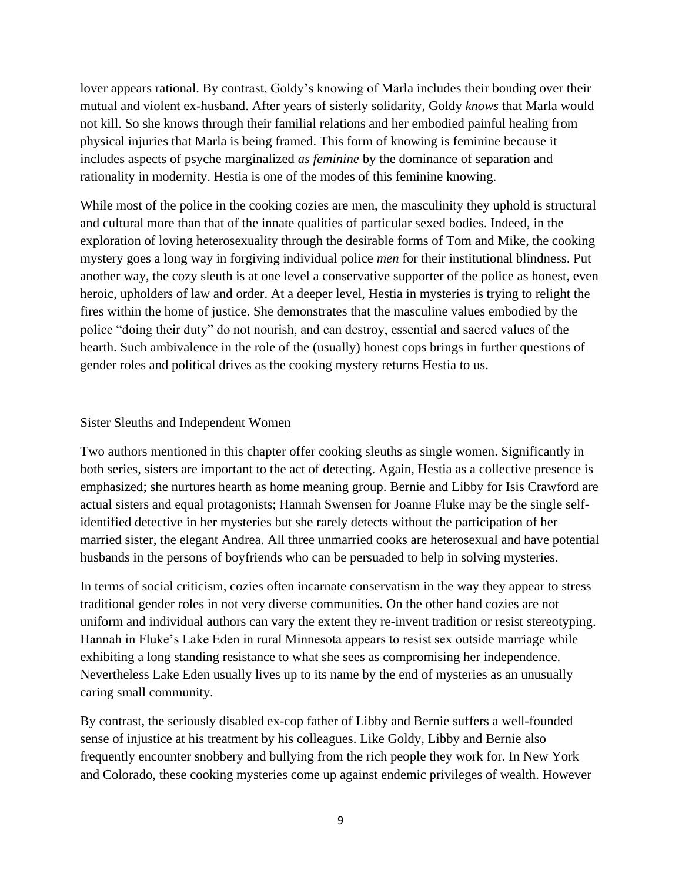lover appears rational. By contrast, Goldy's knowing of Marla includes their bonding over their mutual and violent ex-husband. After years of sisterly solidarity, Goldy *knows* that Marla would not kill. So she knows through their familial relations and her embodied painful healing from physical injuries that Marla is being framed. This form of knowing is feminine because it includes aspects of psyche marginalized *as feminine* by the dominance of separation and rationality in modernity. Hestia is one of the modes of this feminine knowing.

While most of the police in the cooking cozies are men, the masculinity they uphold is structural and cultural more than that of the innate qualities of particular sexed bodies. Indeed, in the exploration of loving heterosexuality through the desirable forms of Tom and Mike, the cooking mystery goes a long way in forgiving individual police *men* for their institutional blindness. Put another way, the cozy sleuth is at one level a conservative supporter of the police as honest, even heroic, upholders of law and order. At a deeper level, Hestia in mysteries is trying to relight the fires within the home of justice. She demonstrates that the masculine values embodied by the police "doing their duty" do not nourish, and can destroy, essential and sacred values of the hearth. Such ambivalence in the role of the (usually) honest cops brings in further questions of gender roles and political drives as the cooking mystery returns Hestia to us.

## <u>Sister Sleuths and Independent Women</u>

Two authors mentioned in this chapter offer cooking sleuths as single women. Significantly in both series, sisters are important to the act of detecting. Again, Hestia as a collective presence is emphasized; she nurtures hearth as home meaning group. Bernie and Libby for Isis Crawford are actual sisters and equal protagonists; Hannah Swensen for Joanne Fluke may be the single self-identified detective in her mysteries but she rarely detects without the participation of her married sister, the elegant Andrea. All three unmarried cooks are heterosexual and have potential husbands in the persons of boyfriends who can be persuaded to help in solving mysteries.

In terms of social criticism, cozies often incarnate conservatism in the way they appear to stress traditional gender roles in not very diverse communities. On the other hand cozies are not uniform and individual authors can vary the extent they re-invent tradition or resist stereotyping. Hannah in Fluke's Lake Eden in rural Minnesota appears to resist sex outside marriage while exhibiting a long standing resistance to what she sees as compromising her independence. Nevertheless Lake Eden usually lives up to its name by the end of mysteries as an unusually caring small community.

By contrast, the seriously disabled ex-cop father of Libby and Bernie suffers a well-founded sense of injustice at his treatment by his colleagues. Like Goldy, Libby and Bernie also frequently encounter snobbery and bullying from the rich people they work for. In New York and Colorado, these cooking mysteries come up against endemic privileges of wealth. However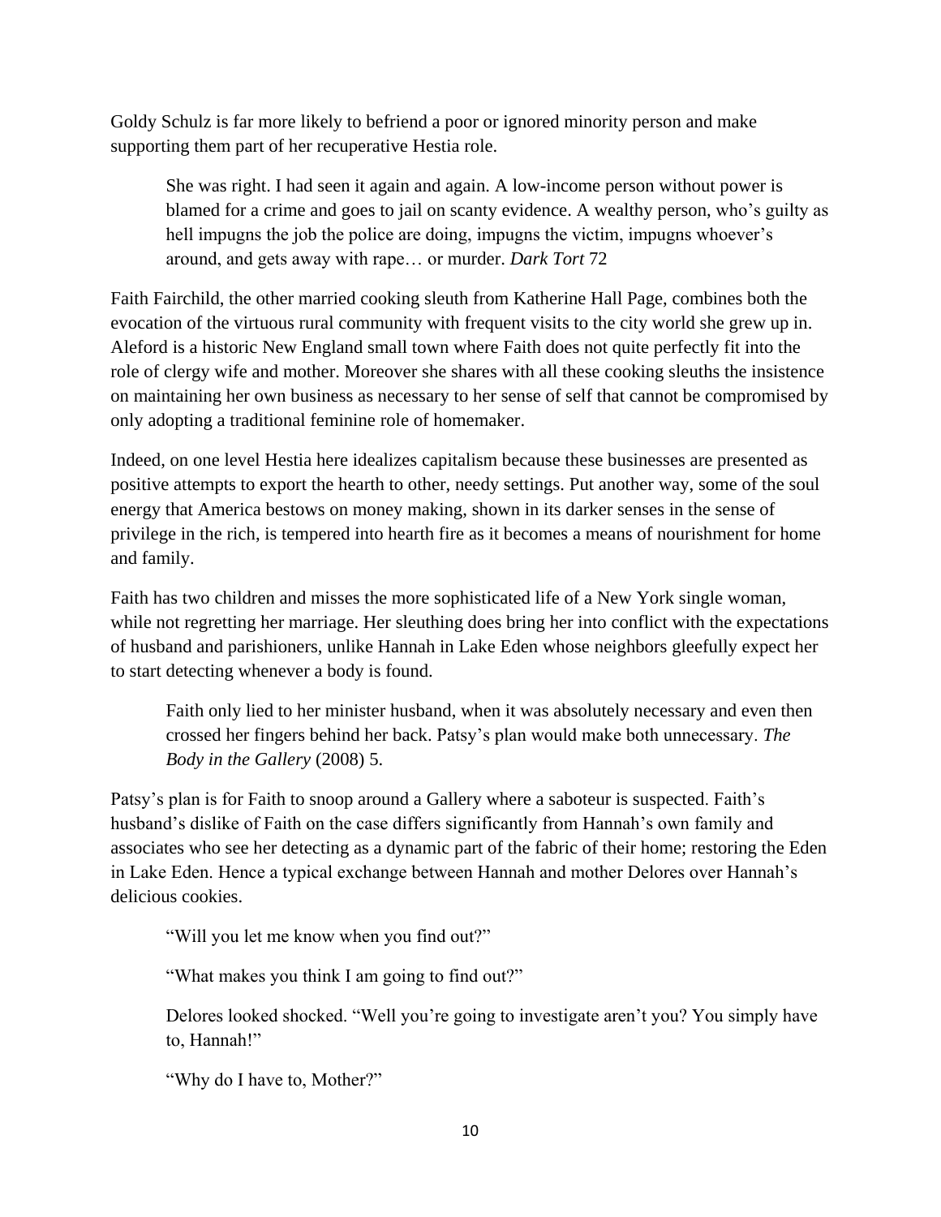Goldy Schulz is far more likely to befriend a poor or ignored minority person and make supporting them part of her recuperative Hestia role.

> She was right. I had seen it again and again. A low-income person without power is blamed for a crime and goes to jail on scanty evidence. A wealthy person, who's guilty as hell impugns the job the police are doing, impugns the victim, impugns whoever's around, and gets away with rape… or murder. *Dark Tort* 72

Faith Fairchild, the other married cooking sleuth from Katherine Hall Page, combines both the evocation of the virtuous rural community with frequent visits to the city world she grew up in. Aleford is a historic New England small town where Faith does not quite perfectly fit into the role of clergy wife and mother. Moreover she shares with all these cooking sleuths the insistence on maintaining her own business as necessary to her sense of self that cannot be compromised by only adopting a traditional feminine role of homemaker.

Indeed, on one level Hestia here idealizes capitalism because these businesses are presented as positive attempts to export the hearth to other, needy settings. Put another way, some of the soul energy that America bestows on money making, shown in its darker senses in the sense of privilege in the rich, is tempered into hearth fire as it becomes a means of nourishment for home and family.

Faith has two children and misses the more sophisticated life of a New York single woman, while not regretting her marriage. Her sleuthing does bring her into conflict with the expectations of husband and parishioners, unlike Hannah in Lake Eden whose neighbors gleefully expect her to start detecting whenever a body is found.

> Faith only lied to her minister husband, when it was absolutely necessary and even then crossed her fingers behind her back. Patsy's plan would make both unnecessary. *The Body in the Gallery* (2008) 5.

Patsy's plan is for Faith to snoop around a Gallery where a saboteur is suspected. Faith's husband's dislike of Faith on the case differs significantly from Hannah's own family and associates who see her detecting as a dynamic part of the fabric of their home; restoring the Eden in Lake Eden. Hence a typical exchange between Hannah and mother Delores over Hannah's delicious cookies.

> "Will you let me know when you find out?"
>
> "What makes you think I am going to find out?"
>
> Delores looked shocked. "Well you're going to investigate aren't you? You simply have to, Hannah!"
>
> "Why do I have to, Mother?"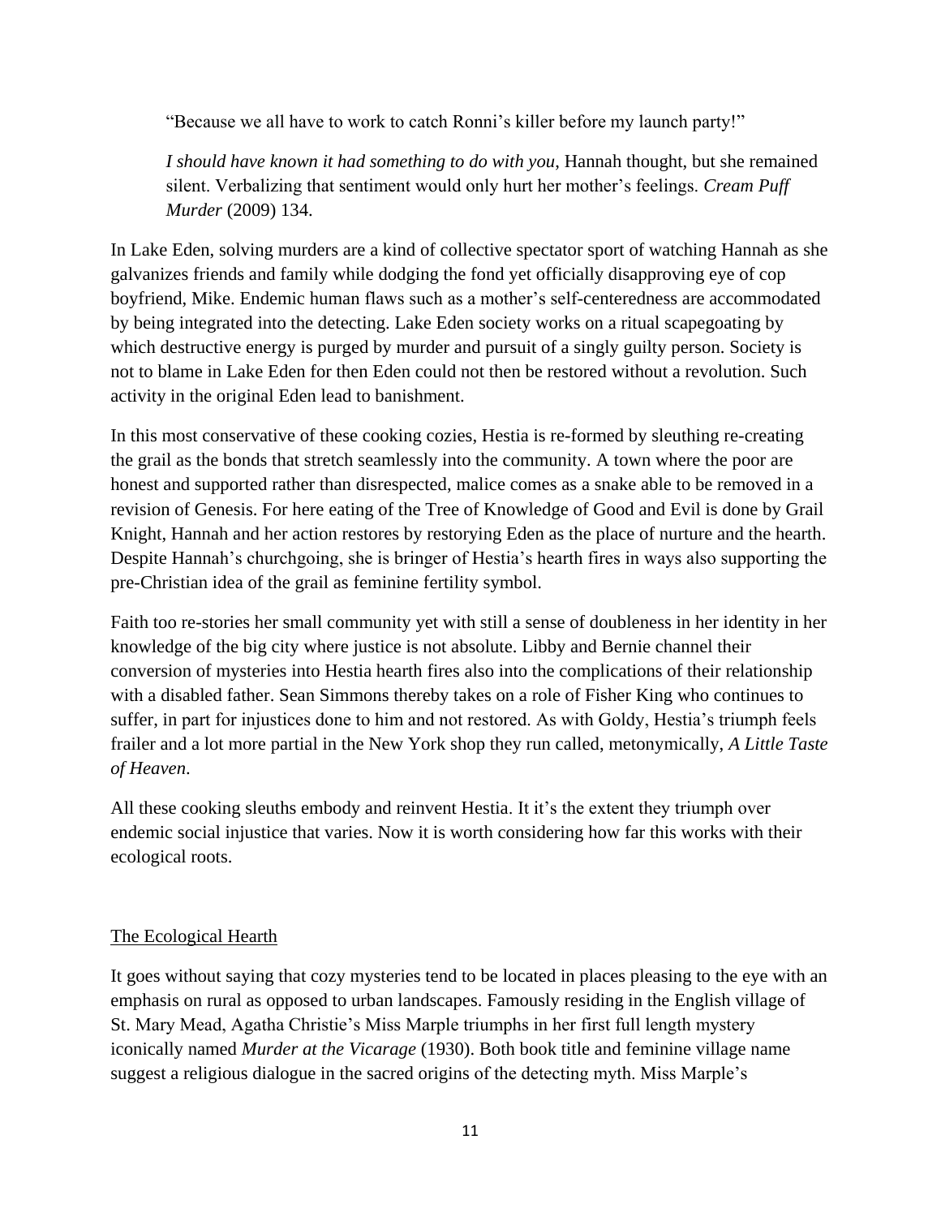"Because we all have to work to catch Ronni's killer before my launch party!"

> *I should have known it had something to do with you*, Hannah thought, but she remained silent. Verbalizing that sentiment would only hurt her mother's feelings. *Cream Puff Murder* (2009) 134.

In Lake Eden, solving murders are a kind of collective spectator sport of watching Hannah as she galvanizes friends and family while dodging the fond yet officially disapproving eye of cop boyfriend, Mike. Endemic human flaws such as a mother's self-centeredness are accommodated by being integrated into the detecting. Lake Eden society works on a ritual scapegoating by which destructive energy is purged by murder and pursuit of a singly guilty person. Society is not to blame in Lake Eden for then Eden could not then be restored without a revolution. Such activity in the original Eden lead to banishment.

In this most conservative of these cooking cozies, Hestia is re-formed by sleuthing re-creating the grail as the bonds that stretch seamlessly into the community. A town where the poor are honest and supported rather than disrespected, malice comes as a snake able to be removed in a revision of Genesis. For here eating of the Tree of Knowledge of Good and Evil is done by Grail Knight, Hannah and her action restores by restorying Eden as the place of nurture and the hearth. Despite Hannah's churchgoing, she is bringer of Hestia's hearth fires in ways also supporting the pre-Christian idea of the grail as feminine fertility symbol.

Faith too re-stories her small community yet with still a sense of doubleness in her identity in her knowledge of the big city where justice is not absolute. Libby and Bernie channel their conversion of mysteries into Hestia hearth fires also into the complications of their relationship with a disabled father. Sean Simmons thereby takes on a role of Fisher King who continues to suffer, in part for injustices done to him and not restored. As with Goldy, Hestia's triumph feels frailer and a lot more partial in the New York shop they run called, metonymically, *A Little Taste of Heaven*.

All these cooking sleuths embody and reinvent Hestia. It it's the extent they triumph over endemic social injustice that varies. Now it is worth considering how far this works with their ecological roots.

## The Ecological Hearth

It goes without saying that cozy mysteries tend to be located in places pleasing to the eye with an emphasis on rural as opposed to urban landscapes. Famously residing in the English village of St. Mary Mead, Agatha Christie's Miss Marple triumphs in her first full length mystery iconically named *Murder at the Vicarage* (1930). Both book title and feminine village name suggest a religious dialogue in the sacred origins of the detecting myth. Miss Marple's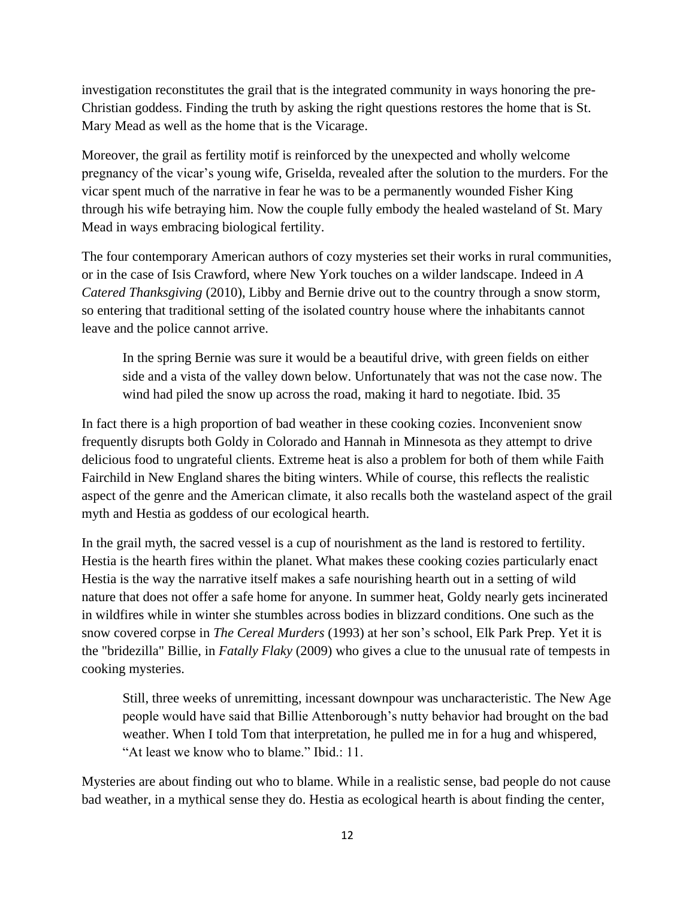investigation reconstitutes the grail that is the integrated community in ways honoring the pre-Christian goddess. Finding the truth by asking the right questions restores the home that is St. Mary Mead as well as the home that is the Vicarage.

Moreover, the grail as fertility motif is reinforced by the unexpected and wholly welcome pregnancy of the vicar's young wife, Griselda, revealed after the solution to the murders. For the vicar spent much of the narrative in fear he was to be a permanently wounded Fisher King through his wife betraying him. Now the couple fully embody the healed wasteland of St. Mary Mead in ways embracing biological fertility.

The four contemporary American authors of cozy mysteries set their works in rural communities, or in the case of Isis Crawford, where New York touches on a wilder landscape. Indeed in *A Catered Thanksgiving* (2010), Libby and Bernie drive out to the country through a snow storm, so entering that traditional setting of the isolated country house where the inhabitants cannot leave and the police cannot arrive.

> In the spring Bernie was sure it would be a beautiful drive, with green fields on either side and a vista of the valley down below. Unfortunately that was not the case now. The wind had piled the snow up across the road, making it hard to negotiate. Ibid. 35

In fact there is a high proportion of bad weather in these cooking cozies. Inconvenient snow frequently disrupts both Goldy in Colorado and Hannah in Minnesota as they attempt to drive delicious food to ungrateful clients. Extreme heat is also a problem for both of them while Faith Fairchild in New England shares the biting winters. While of course, this reflects the realistic aspect of the genre and the American climate, it also recalls both the wasteland aspect of the grail myth and Hestia as goddess of our ecological hearth.

In the grail myth, the sacred vessel is a cup of nourishment as the land is restored to fertility. Hestia is the hearth fires within the planet. What makes these cooking cozies particularly enact Hestia is the way the narrative itself makes a safe nourishing hearth out in a setting of wild nature that does not offer a safe home for anyone. In summer heat, Goldy nearly gets incinerated in wildfires while in winter she stumbles across bodies in blizzard conditions. One such as the snow covered corpse in *The Cereal Murders* (1993) at her son's school, Elk Park Prep. Yet it is the "bridezilla" Billie, in *Fatally Flaky* (2009) who gives a clue to the unusual rate of tempests in cooking mysteries.

> Still, three weeks of unremitting, incessant downpour was uncharacteristic. The New Age people would have said that Billie Attenborough's nutty behavior had brought on the bad weather. When I told Tom that interpretation, he pulled me in for a hug and whispered, "At least we know who to blame." Ibid.: 11.

Mysteries are about finding out who to blame. While in a realistic sense, bad people do not cause bad weather, in a mythical sense they do. Hestia as ecological hearth is about finding the center,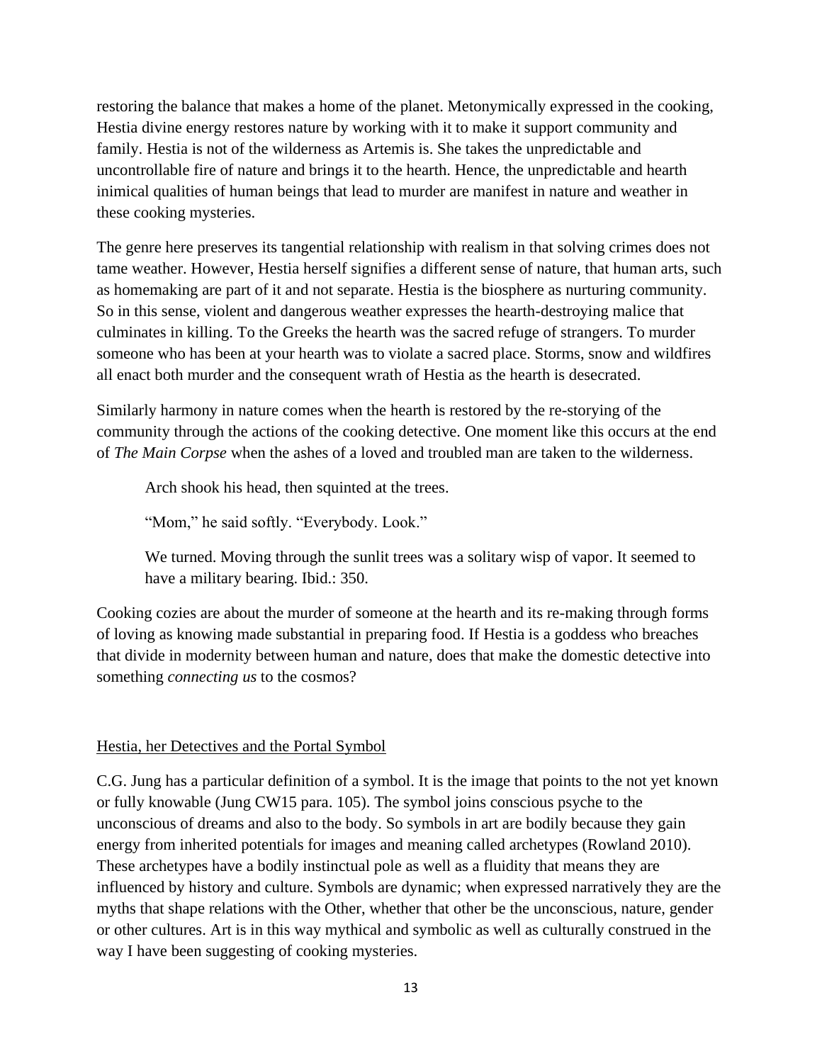restoring the balance that makes a home of the planet. Metonymically expressed in the cooking, Hestia divine energy restores nature by working with it to make it support community and family. Hestia is not of the wilderness as Artemis is. She takes the unpredictable and uncontrollable fire of nature and brings it to the hearth. Hence, the unpredictable and hearth inimical qualities of human beings that lead to murder are manifest in nature and weather in these cooking mysteries.

The genre here preserves its tangential relationship with realism in that solving crimes does not tame weather. However, Hestia herself signifies a different sense of nature, that human arts, such as homemaking are part of it and not separate. Hestia is the biosphere as nurturing community. So in this sense, violent and dangerous weather expresses the hearth-destroying malice that culminates in killing. To the Greeks the hearth was the sacred refuge of strangers. To murder someone who has been at your hearth was to violate a sacred place. Storms, snow and wildfires all enact both murder and the consequent wrath of Hestia as the hearth is desecrated.

Similarly harmony in nature comes when the hearth is restored by the re-storying of the community through the actions of the cooking detective. One moment like this occurs at the end of *The Main Corpse* when the ashes of a loved and troubled man are taken to the wilderness.

> Arch shook his head, then squinted at the trees.
>
> "Mom," he said softly. "Everybody. Look."
>
> We turned. Moving through the sunlit trees was a solitary wisp of vapor. It seemed to have a military bearing. Ibid.: 350.

Cooking cozies are about the murder of someone at the hearth and its re-making through forms of loving as knowing made substantial in preparing food. If Hestia is a goddess who breaches that divide in modernity between human and nature, does that make the domestic detective into something *connecting us* to the cosmos?

## Hestia, her Detectives and the Portal Symbol

C.G. Jung has a particular definition of a symbol. It is the image that points to the not yet known or fully knowable (Jung CW15 para. 105). The symbol joins conscious psyche to the unconscious of dreams and also to the body. So symbols in art are bodily because they gain energy from inherited potentials for images and meaning called archetypes (Rowland 2010). These archetypes have a bodily instinctual pole as well as a fluidity that means they are influenced by history and culture. Symbols are dynamic; when expressed narratively they are the myths that shape relations with the Other, whether that other be the unconscious, nature, gender or other cultures. Art is in this way mythical and symbolic as well as culturally construed in the way I have been suggesting of cooking mysteries.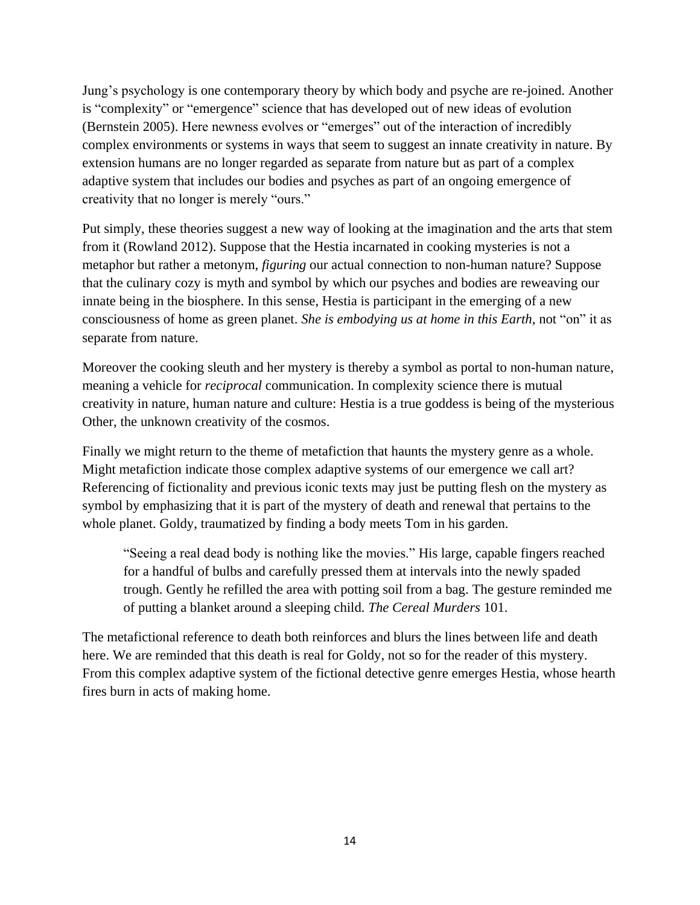Jung's psychology is one contemporary theory by which body and psyche are re-joined. Another is "complexity" or "emergence" science that has developed out of new ideas of evolution (Bernstein 2005). Here newness evolves or "emerges" out of the interaction of incredibly complex environments or systems in ways that seem to suggest an innate creativity in nature. By extension humans are no longer regarded as separate from nature but as part of a complex adaptive system that includes our bodies and psyches as part of an ongoing emergence of creativity that no longer is merely "ours."

Put simply, these theories suggest a new way of looking at the imagination and the arts that stem from it (Rowland 2012). Suppose that the Hestia incarnated in cooking mysteries is not a metaphor but rather a metonym, *figuring* our actual connection to non-human nature? Suppose that the culinary cozy is myth and symbol by which our psyches and bodies are reweaving our innate being in the biosphere. In this sense, Hestia is participant in the emerging of a new consciousness of home as green planet. *She is embodying us at home in this Earth*, not "on" it as separate from nature.

Moreover the cooking sleuth and her mystery is thereby a symbol as portal to non-human nature, meaning a vehicle for *reciprocal* communication. In complexity science there is mutual creativity in nature, human nature and culture: Hestia is a true goddess is being of the mysterious Other, the unknown creativity of the cosmos.

Finally we might return to the theme of metafiction that haunts the mystery genre as a whole. Might metafiction indicate those complex adaptive systems of our emergence we call art? Referencing of fictionality and previous iconic texts may just be putting flesh on the mystery as symbol by emphasizing that it is part of the mystery of death and renewal that pertains to the whole planet. Goldy, traumatized by finding a body meets Tom in his garden.

> "Seeing a real dead body is nothing like the movies." His large, capable fingers reached for a handful of bulbs and carefully pressed them at intervals into the newly spaded trough. Gently he refilled the area with potting soil from a bag. The gesture reminded me of putting a blanket around a sleeping child. *The Cereal Murders* 101.

The metafictional reference to death both reinforces and blurs the lines between life and death here. We are reminded that this death is real for Goldy, not so for the reader of this mystery. From this complex adaptive system of the fictional detective genre emerges Hestia, whose hearth fires burn in acts of making home.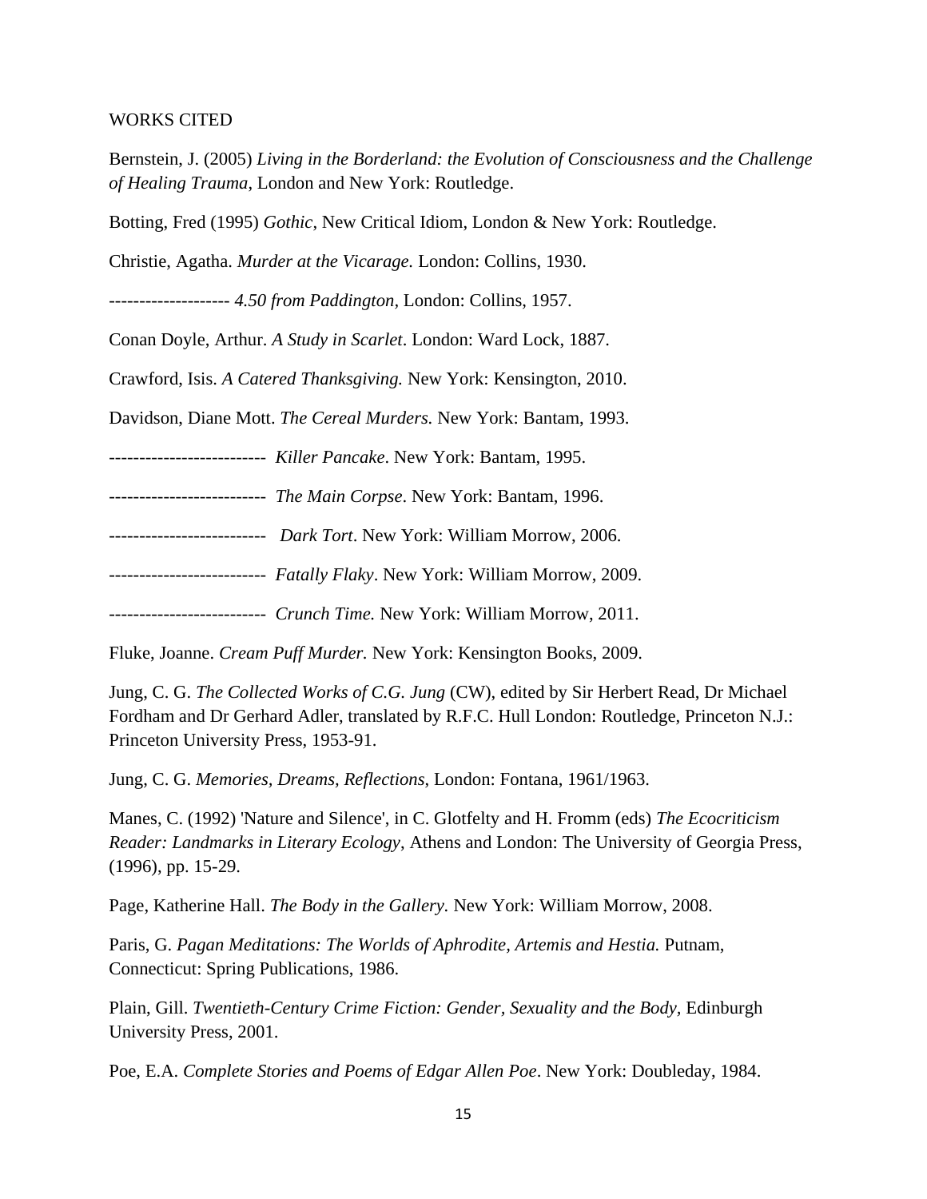WORKS CITED

Bernstein, J. (2005) *Living in the Borderland: the Evolution of Consciousness and the Challenge of Healing Trauma*, London and New York: Routledge.

Botting, Fred (1995) *Gothic*, New Critical Idiom, London & New York: Routledge.

Christie, Agatha. *Murder at the Vicarage.* London: Collins, 1930.

-------------------- *4.50 from Paddington,* London: Collins, 1957.

Conan Doyle, Arthur. *A Study in Scarlet*. London: Ward Lock, 1887.

Crawford, Isis. *A Catered Thanksgiving.* New York: Kensington, 2010.

Davidson, Diane Mott. *The Cereal Murders.* New York: Bantam, 1993.

-------------------------- *Killer Pancake*. New York: Bantam, 1995.

-------------------------- *The Main Corpse*. New York: Bantam, 1996.

-------------------------- *Dark Tort*. New York: William Morrow, 2006.

-------------------------- *Fatally Flaky*. New York: William Morrow, 2009.

-------------------------- *Crunch Time.* New York: William Morrow, 2011.

Fluke, Joanne. *Cream Puff Murder.* New York: Kensington Books, 2009.

Jung, C. G. *The Collected Works of C.G. Jung* (CW), edited by Sir Herbert Read, Dr Michael Fordham and Dr Gerhard Adler, translated by R.F.C. Hull London: Routledge, Princeton N.J.: Princeton University Press, 1953-91.

Jung, C. G. *Memories, Dreams, Reflections*, London: Fontana, 1961/1963.

Manes, C. (1992) 'Nature and Silence', in C. Glotfelty and H. Fromm (eds) *The Ecocriticism Reader: Landmarks in Literary Ecology*, Athens and London: The University of Georgia Press, (1996), pp. 15-29.

Page, Katherine Hall. *The Body in the Gallery.* New York: William Morrow, 2008.

Paris, G. *Pagan Meditations: The Worlds of Aphrodite, Artemis and Hestia.* Putnam, Connecticut: Spring Publications, 1986.

Plain, Gill. *Twentieth-Century Crime Fiction: Gender, Sexuality and the Body,* Edinburgh University Press, 2001.

Poe, E.A. *Complete Stories and Poems of Edgar Allen Poe*. New York: Doubleday, 1984.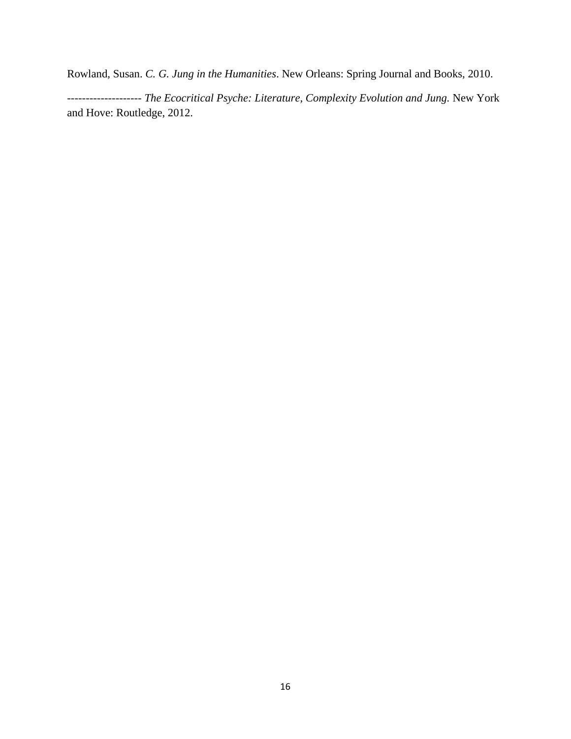Rowland, Susan. *C. G. Jung in the Humanities*. New Orleans: Spring Journal and Books, 2010.

-------------------- *The Ecocritical Psyche: Literature, Complexity Evolution and Jung.* New York and Hove: Routledge, 2012.